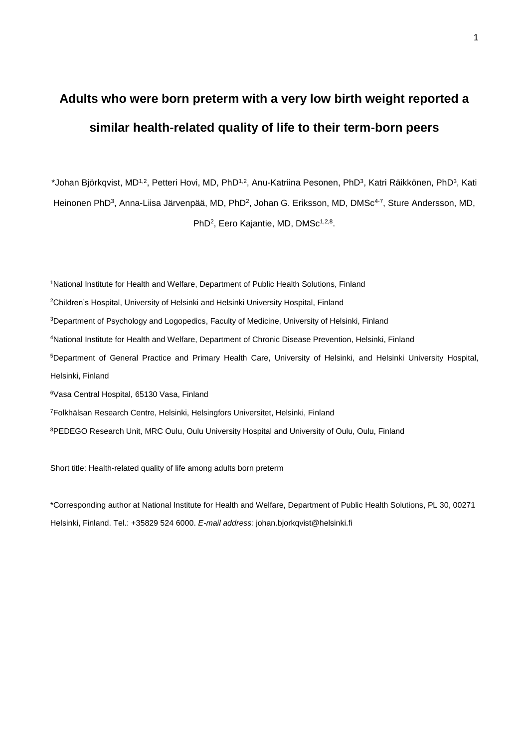# Adults who were born preterm with a very low birth weight reported a similar health-related quality of life to their term-born peers

*Johan Björkqvist, MD[1,2], Petteri Hovi, MD, PhD[1,2], Anu-Katriina Pesonen, PhD[3], Katri Räikkönen, PhD[3], Kati Heinonen PhD[3], Anna-Liisa Järvenpää, MD, PhD[2], Johan G. Eriksson, MD, DMSc[4-7], Sture Andersson, MD, PhD[2], Eero Kajantie, MD, DMSc[1,2,8].

[1]National Institute for Health and Welfare, Department of Public Health Solutions, Finland

[2]Children's Hospital, University of Helsinki and Helsinki University Hospital, Finland

[3]Department of Psychology and Logopedics, Faculty of Medicine, University of Helsinki, Finland

[4]National Institute for Health and Welfare, Department of Chronic Disease Prevention, Helsinki, Finland

[5]Department of General Practice and Primary Health Care, University of Helsinki, and Helsinki University Hospital, Helsinki, Finland

[6]Vasa Central Hospital, 65130 Vasa, Finland

[7]Folkhälsan Research Centre, Helsinki, Helsingfors Universitet, Helsinki, Finland

[8]PEDEGO Research Unit, MRC Oulu, Oulu University Hospital and University of Oulu, Oulu, Finland

Short title: Health-related quality of life among adults born preterm

*Corresponding author at National Institute for Health and Welfare, Department of Public Health Solutions, PL 30, 00271 Helsinki, Finland. Tel.: +35829 524 6000. *E-mail address:* johan.bjorkqvist@helsinki.fi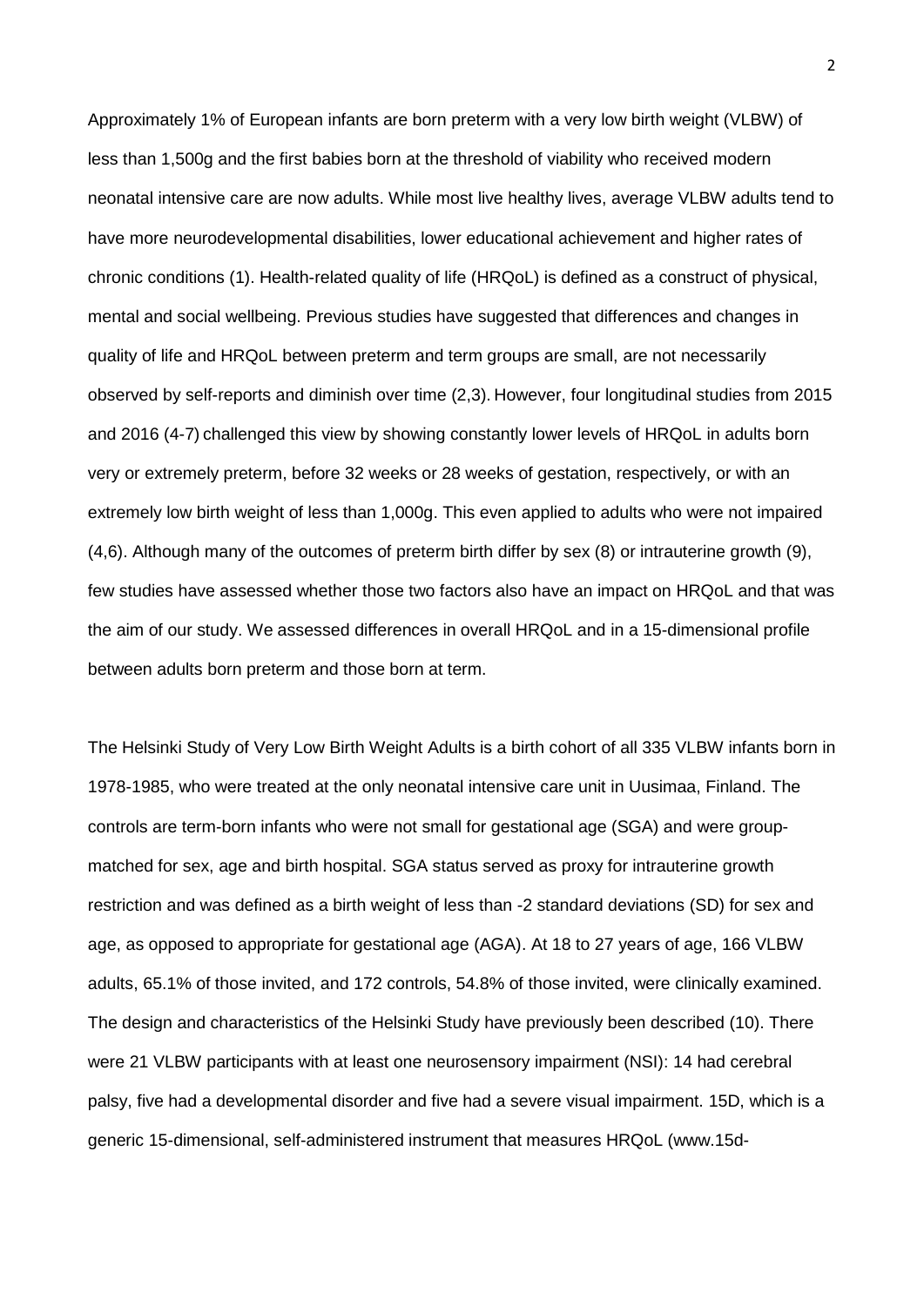Approximately 1% of European infants are born preterm with a very low birth weight (VLBW) of less than 1,500g and the first babies born at the threshold of viability who received modern neonatal intensive care are now adults. While most live healthy lives, average VLBW adults tend to have more neurodevelopmental disabilities, lower educational achievement and higher rates of chronic conditions (1). Health-related quality of life (HRQoL) is defined as a construct of physical, mental and social wellbeing. Previous studies have suggested that differences and changes in quality of life and HRQoL between preterm and term groups are small, are not necessarily observed by self-reports and diminish over time (2,3). However, four longitudinal studies from 2015 and 2016 (4-7) challenged this view by showing constantly lower levels of HRQoL in adults born very or extremely preterm, before 32 weeks or 28 weeks of gestation, respectively, or with an extremely low birth weight of less than 1,000g. This even applied to adults who were not impaired (4,6). Although many of the outcomes of preterm birth differ by sex (8) or intrauterine growth (9), few studies have assessed whether those two factors also have an impact on HRQoL and that was the aim of our study. We assessed differences in overall HRQoL and in a 15-dimensional profile between adults born preterm and those born at term.

The Helsinki Study of Very Low Birth Weight Adults is a birth cohort of all 335 VLBW infants born in 1978-1985, who were treated at the only neonatal intensive care unit in Uusimaa, Finland. The controls are term-born infants who were not small for gestational age (SGA) and were group-matched for sex, age and birth hospital. SGA status served as proxy for intrauterine growth restriction and was defined as a birth weight of less than -2 standard deviations (SD) for sex and age, as opposed to appropriate for gestational age (AGA). At 18 to 27 years of age, 166 VLBW adults, 65.1% of those invited, and 172 controls, 54.8% of those invited, were clinically examined. The design and characteristics of the Helsinki Study have previously been described (10). There were 21 VLBW participants with at least one neurosensory impairment (NSI): 14 had cerebral palsy, five had a developmental disorder and five had a severe visual impairment. 15D, which is a generic 15-dimensional, self-administered instrument that measures HRQoL (www.15d-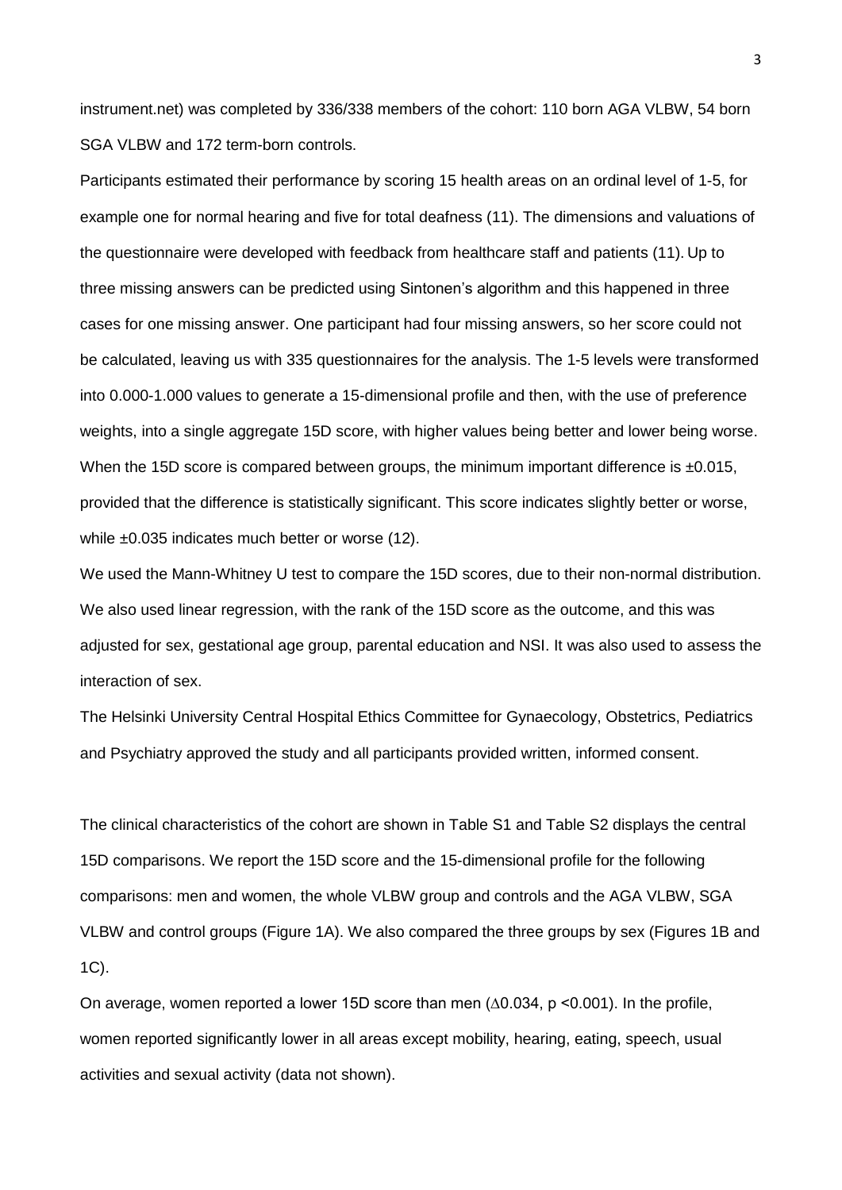instrument.net) was completed by 336/338 members of the cohort: 110 born AGA VLBW, 54 born SGA VLBW and 172 term-born controls.

Participants estimated their performance by scoring 15 health areas on an ordinal level of 1-5, for example one for normal hearing and five for total deafness (11). The dimensions and valuations of the questionnaire were developed with feedback from healthcare staff and patients (11). Up to three missing answers can be predicted using Sintonen's algorithm and this happened in three cases for one missing answer. One participant had four missing answers, so her score could not be calculated, leaving us with 335 questionnaires for the analysis. The 1-5 levels were transformed into 0.000-1.000 values to generate a 15-dimensional profile and then, with the use of preference weights, into a single aggregate 15D score, with higher values being better and lower being worse. When the 15D score is compared between groups, the minimum important difference is ±0.015, provided that the difference is statistically significant. This score indicates slightly better or worse, while ±0.035 indicates much better or worse (12).

We used the Mann-Whitney U test to compare the 15D scores, due to their non-normal distribution. We also used linear regression, with the rank of the 15D score as the outcome, and this was adjusted for sex, gestational age group, parental education and NSI. It was also used to assess the interaction of sex.

The Helsinki University Central Hospital Ethics Committee for Gynaecology, Obstetrics, Pediatrics and Psychiatry approved the study and all participants provided written, informed consent.

The clinical characteristics of the cohort are shown in Table S1 and Table S2 displays the central 15D comparisons. We report the 15D score and the 15-dimensional profile for the following comparisons: men and women, the whole VLBW group and controls and the AGA VLBW, SGA VLBW and control groups (Figure 1A). We also compared the three groups by sex (Figures 1B and 1C).

On average, women reported a lower 15D score than men (∆0.034, $p < 0.001$). In the profile, women reported significantly lower in all areas except mobility, hearing, eating, speech, usual activities and sexual activity (data not shown).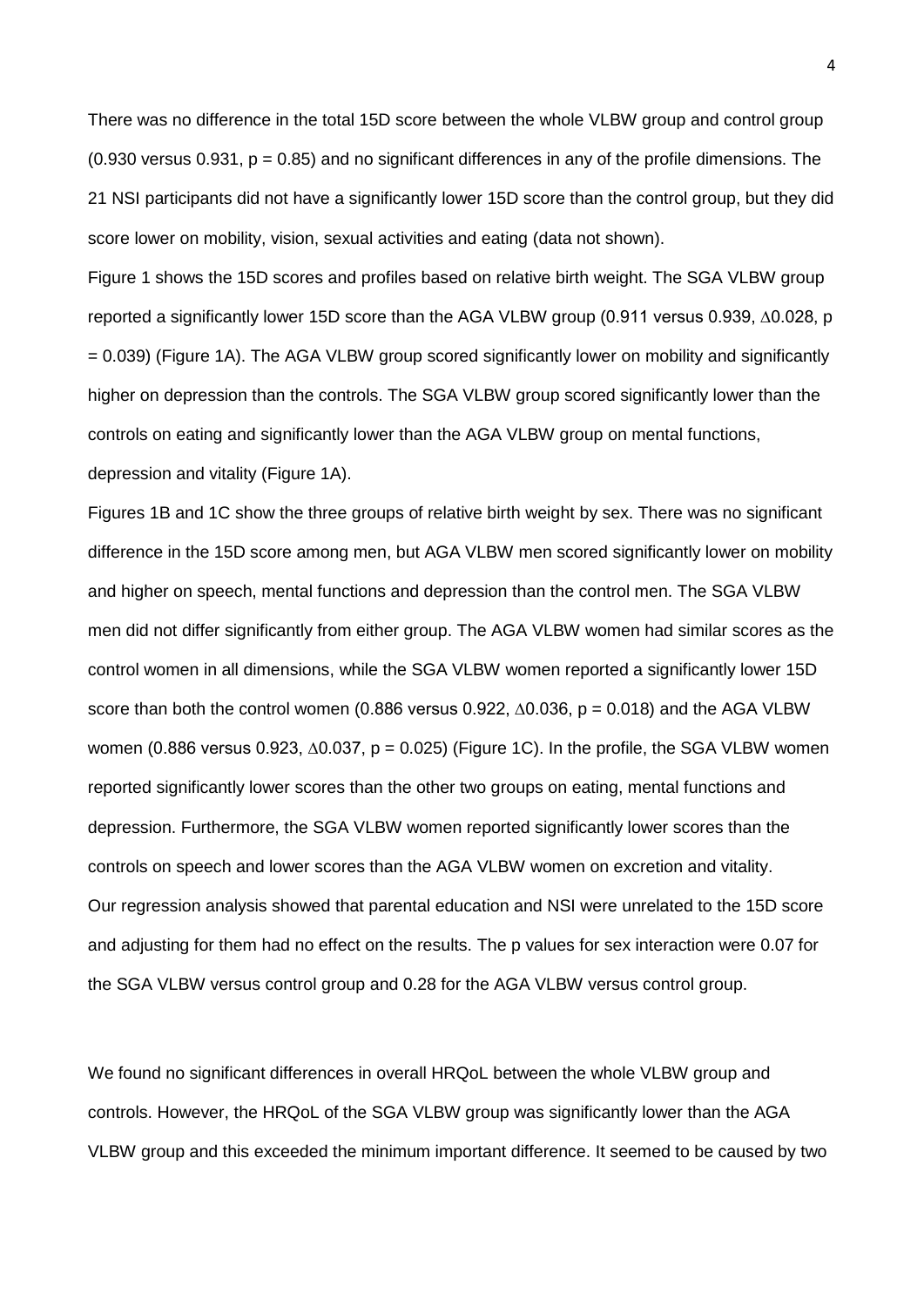There was no difference in the total 15D score between the whole VLBW group and control group (0.930 versus 0.931, $p = 0.85$) and no significant differences in any of the profile dimensions. The 21 NSI participants did not have a significantly lower 15D score than the control group, but they did score lower on mobility, vision, sexual activities and eating (data not shown).

Figure 1 shows the 15D scores and profiles based on relative birth weight. The SGA VLBW group reported a significantly lower 15D score than the AGA VLBW group (0.911 versus 0.939, $\Delta 0.028$, $p = 0.039$) (Figure 1A). The AGA VLBW group scored significantly lower on mobility and significantly higher on depression than the controls. The SGA VLBW group scored significantly lower than the controls on eating and significantly lower than the AGA VLBW group on mental functions, depression and vitality (Figure 1A).

Figures 1B and 1C show the three groups of relative birth weight by sex. There was no significant difference in the 15D score among men, but AGA VLBW men scored significantly lower on mobility and higher on speech, mental functions and depression than the control men. The SGA VLBW men did not differ significantly from either group. The AGA VLBW women had similar scores as the control women in all dimensions, while the SGA VLBW women reported a significantly lower 15D score than both the control women (0.886 versus 0.922, $\Delta 0.036$, $p = 0.018$) and the AGA VLBW women (0.886 versus 0.923, $\Delta 0.037$, $p = 0.025$) (Figure 1C). In the profile, the SGA VLBW women reported significantly lower scores than the other two groups on eating, mental functions and depression. Furthermore, the SGA VLBW women reported significantly lower scores than the controls on speech and lower scores than the AGA VLBW women on excretion and vitality.

Our regression analysis showed that parental education and NSI were unrelated to the 15D score and adjusting for them had no effect on the results. The p values for sex interaction were 0.07 for the SGA VLBW versus control group and 0.28 for the AGA VLBW versus control group.

We found no significant differences in overall HRQoL between the whole VLBW group and controls. However, the HRQoL of the SGA VLBW group was significantly lower than the AGA VLBW group and this exceeded the minimum important difference. It seemed to be caused by two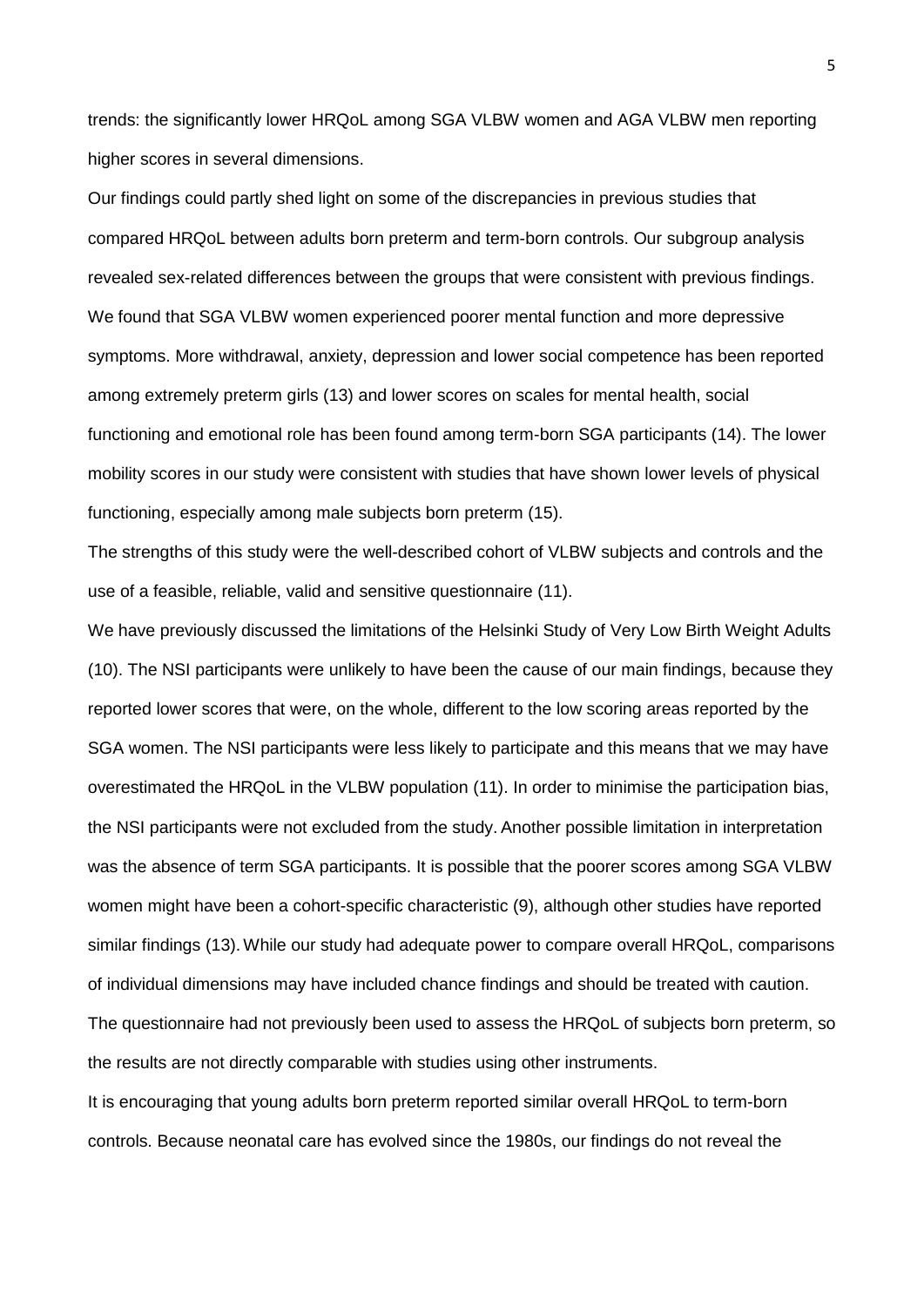trends: the significantly lower HRQoL among SGA VLBW women and AGA VLBW men reporting higher scores in several dimensions.

Our findings could partly shed light on some of the discrepancies in previous studies that compared HRQoL between adults born preterm and term-born controls. Our subgroup analysis revealed sex-related differences between the groups that were consistent with previous findings. We found that SGA VLBW women experienced poorer mental function and more depressive symptoms. More withdrawal, anxiety, depression and lower social competence has been reported among extremely preterm girls (13) and lower scores on scales for mental health, social functioning and emotional role has been found among term-born SGA participants (14). The lower mobility scores in our study were consistent with studies that have shown lower levels of physical functioning, especially among male subjects born preterm (15).

The strengths of this study were the well-described cohort of VLBW subjects and controls and the use of a feasible, reliable, valid and sensitive questionnaire (11).

We have previously discussed the limitations of the Helsinki Study of Very Low Birth Weight Adults (10). The NSI participants were unlikely to have been the cause of our main findings, because they reported lower scores that were, on the whole, different to the low scoring areas reported by the SGA women. The NSI participants were less likely to participate and this means that we may have overestimated the HRQoL in the VLBW population (11). In order to minimise the participation bias, the NSI participants were not excluded from the study. Another possible limitation in interpretation was the absence of term SGA participants. It is possible that the poorer scores among SGA VLBW women might have been a cohort-specific characteristic (9), although other studies have reported similar findings (13). While our study had adequate power to compare overall HRQoL, comparisons of individual dimensions may have included chance findings and should be treated with caution. The questionnaire had not previously been used to assess the HRQoL of subjects born preterm, so the results are not directly comparable with studies using other instruments.

It is encouraging that young adults born preterm reported similar overall HRQoL to term-born controls. Because neonatal care has evolved since the 1980s, our findings do not reveal the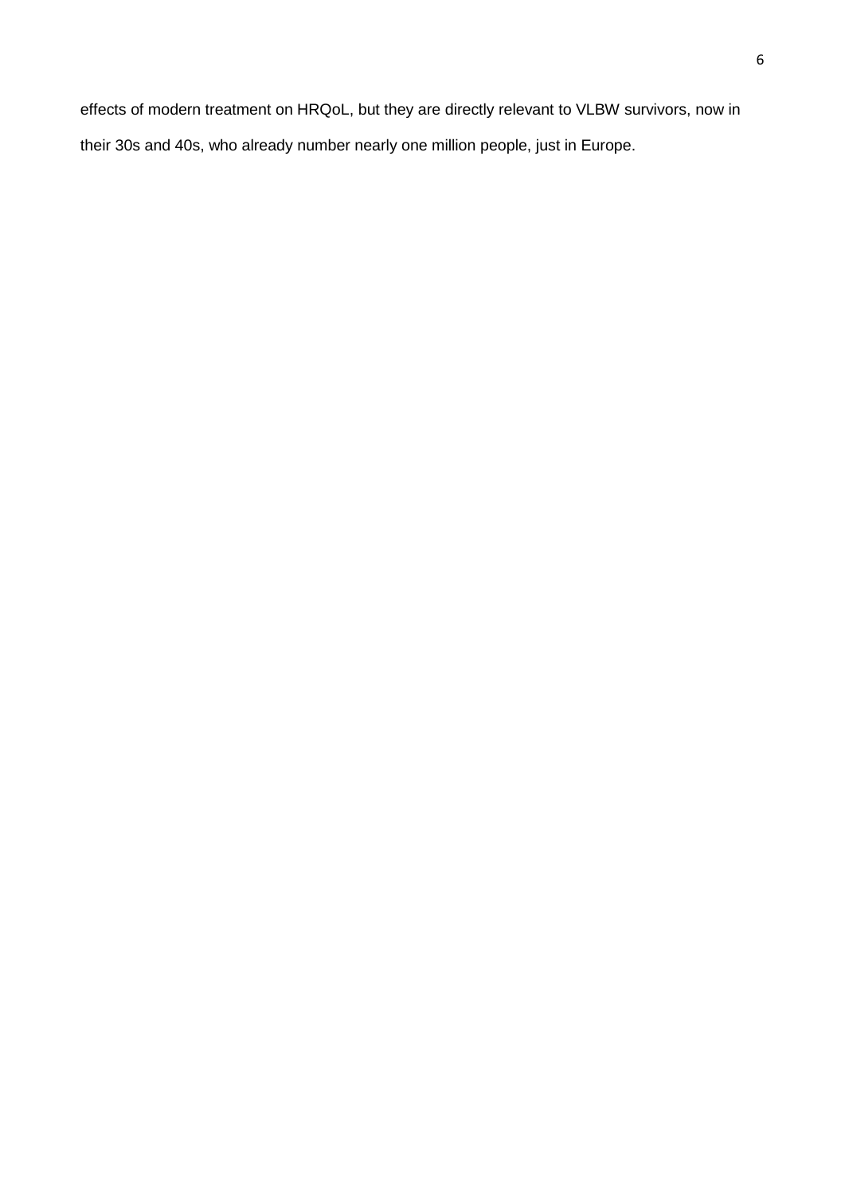effects of modern treatment on HRQoL, but they are directly relevant to VLBW survivors, now in their 30s and 40s, who already number nearly one million people, just in Europe.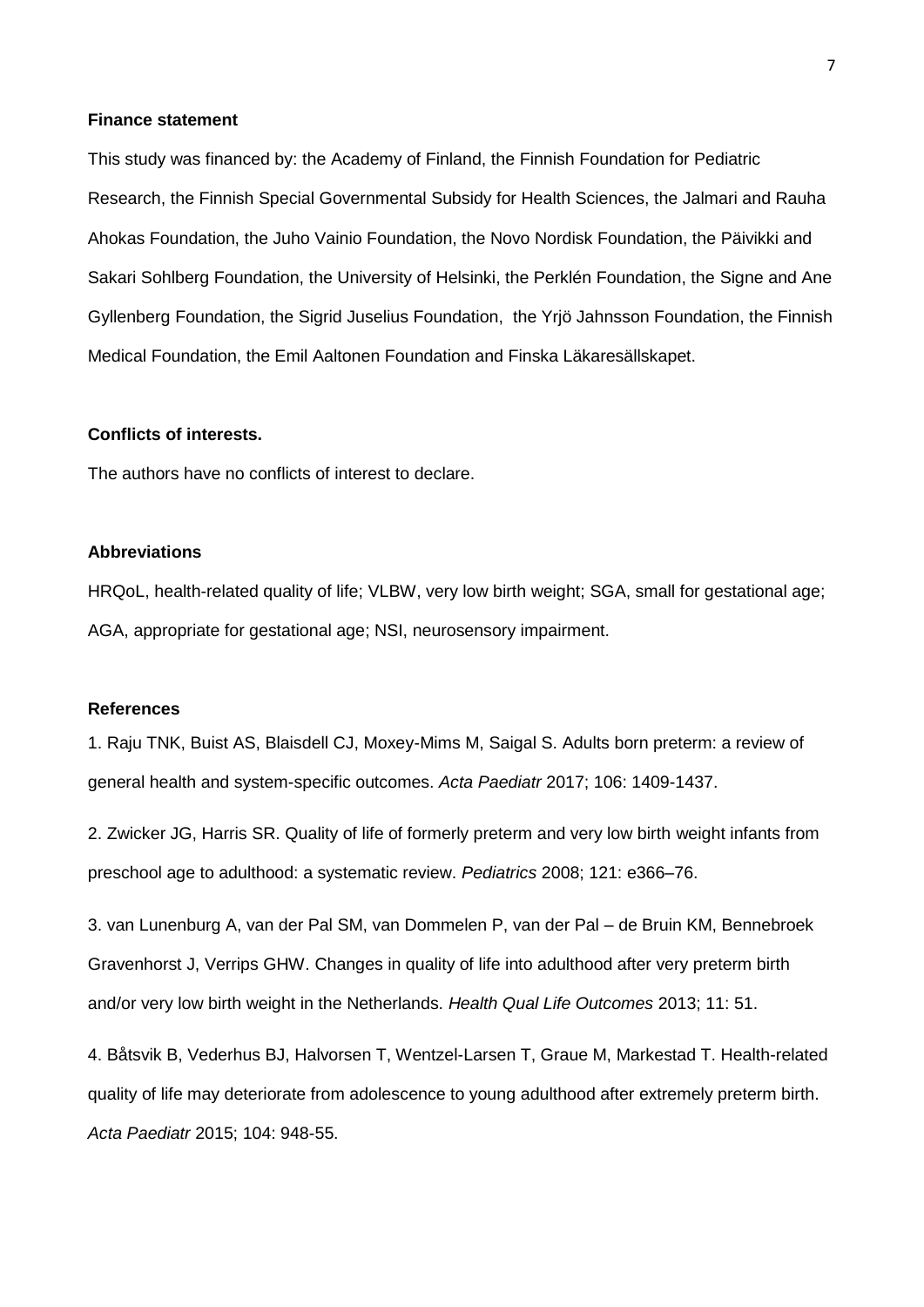**Finance statement**

This study was financed by: the Academy of Finland, the Finnish Foundation for Pediatric Research, the Finnish Special Governmental Subsidy for Health Sciences, the Jalmari and Rauha Ahokas Foundation, the Juho Vainio Foundation, the Novo Nordisk Foundation, the Päivikki and Sakari Sohlberg Foundation, the University of Helsinki, the Perklén Foundation, the Signe and Ane Gyllenberg Foundation, the Sigrid Juselius Foundation, the Yrjö Jahnsson Foundation, the Finnish Medical Foundation, the Emil Aaltonen Foundation and Finska Läkaresällskapet.

**Conflicts of interests.**

The authors have no conflicts of interest to declare.

**Abbreviations**

HRQoL, health-related quality of life; VLBW, very low birth weight; SGA, small for gestational age; AGA, appropriate for gestational age; NSI, neurosensory impairment.

**References**

1. Raju TNK, Buist AS, Blaisdell CJ, Moxey-Mims M, Saigal S. Adults born preterm: a review of general health and system-specific outcomes. *Acta Paediatr* 2017; 106: 1409-1437.

2. Zwicker JG, Harris SR. Quality of life of formerly preterm and very low birth weight infants from preschool age to adulthood: a systematic review. *Pediatrics* 2008; 121: e366–76.

3. van Lunenburg A, van der Pal SM, van Dommelen P, van der Pal – de Bruin KM, Bennebroek Gravenhorst J, Verrips GHW. Changes in quality of life into adulthood after very preterm birth and/or very low birth weight in the Netherlands. *Health Qual Life Outcomes* 2013; 11: 51.

4. Båtsvik B, Vederhus BJ, Halvorsen T, Wentzel-Larsen T, Graue M, Markestad T. Health-related quality of life may deteriorate from adolescence to young adulthood after extremely preterm birth. *Acta Paediatr* 2015; 104: 948-55.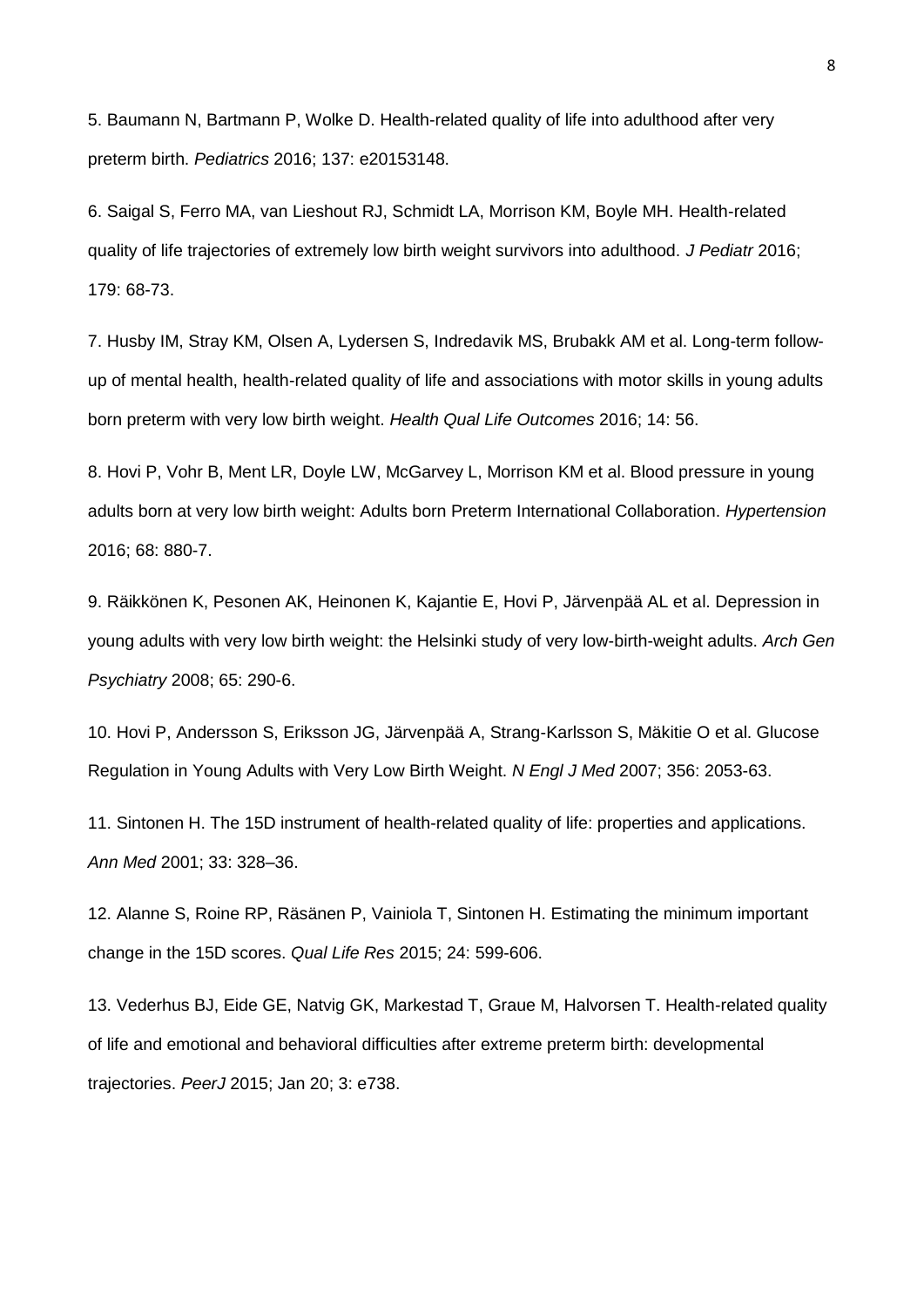5. Baumann N, Bartmann P, Wolke D. Health-related quality of life into adulthood after very preterm birth. *Pediatrics* 2016; 137: e20153148.

6. Saigal S, Ferro MA, van Lieshout RJ, Schmidt LA, Morrison KM, Boyle MH. Health-related quality of life trajectories of extremely low birth weight survivors into adulthood. *J Pediatr* 2016; 179: 68-73.

7. Husby IM, Stray KM, Olsen A, Lydersen S, Indredavik MS, Brubakk AM et al. Long-term follow-up of mental health, health-related quality of life and associations with motor skills in young adults born preterm with very low birth weight. *Health Qual Life Outcomes* 2016; 14: 56.

8. Hovi P, Vohr B, Ment LR, Doyle LW, McGarvey L, Morrison KM et al. Blood pressure in young adults born at very low birth weight: Adults born Preterm International Collaboration. *Hypertension* 2016; 68: 880-7.

9. Räikkönen K, Pesonen AK, Heinonen K, Kajantie E, Hovi P, Järvenpää AL et al. Depression in young adults with very low birth weight: the Helsinki study of very low-birth-weight adults. *Arch Gen Psychiatry* 2008; 65: 290-6.

10. Hovi P, Andersson S, Eriksson JG, Järvenpää A, Strang-Karlsson S, Mäkitie O et al. Glucose Regulation in Young Adults with Very Low Birth Weight. *N Engl J Med* 2007; 356: 2053-63.

11. Sintonen H. The 15D instrument of health-related quality of life: properties and applications. *Ann Med* 2001; 33: 328–36.

12. Alanne S, Roine RP, Räsänen P, Vainiola T, Sintonen H. Estimating the minimum important change in the 15D scores. *Qual Life Res* 2015; 24: 599-606.

13. Vederhus BJ, Eide GE, Natvig GK, Markestad T, Graue M, Halvorsen T. Health-related quality of life and emotional and behavioral difficulties after extreme preterm birth: developmental trajectories. *PeerJ* 2015; Jan 20; 3: e738.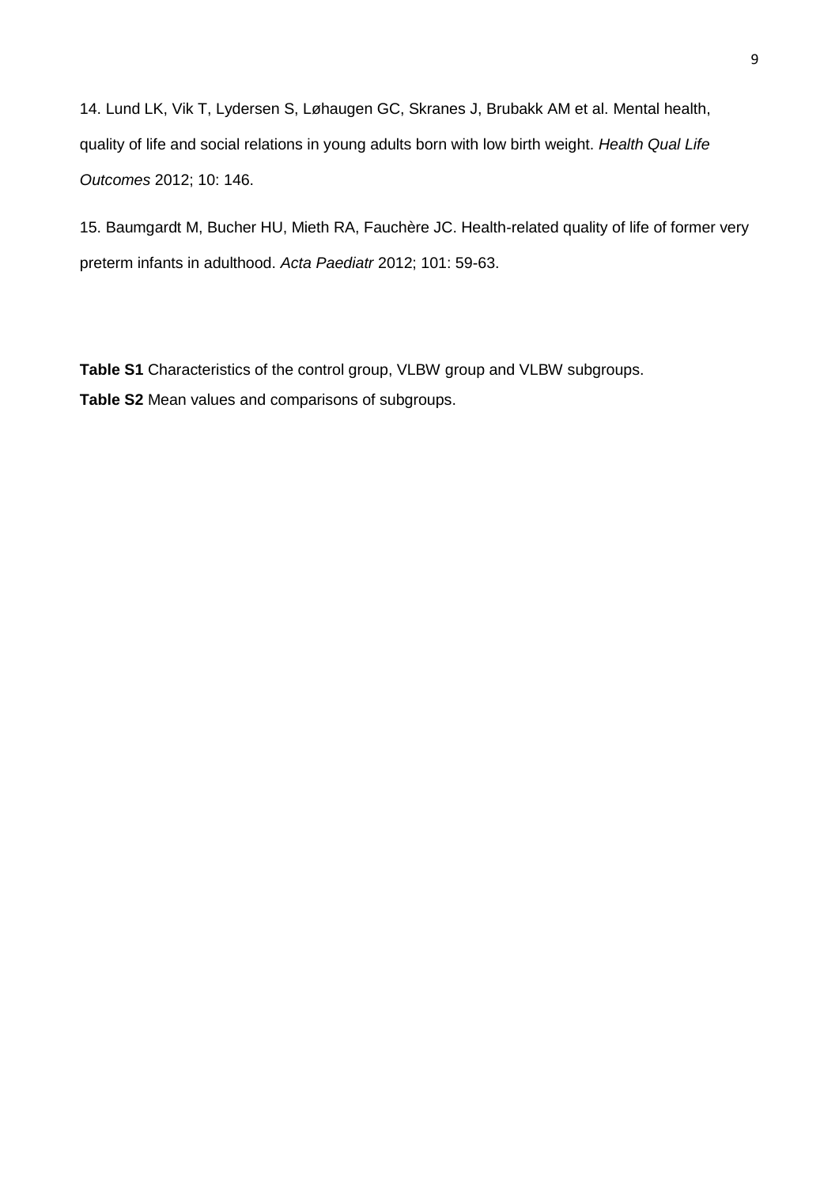14. Lund LK, Vik T, Lydersen S, Løhaugen GC, Skranes J, Brubakk AM et al. Mental health, quality of life and social relations in young adults born with low birth weight. *Health Qual Life Outcomes* 2012; 10: 146.

15. Baumgardt M, Bucher HU, Mieth RA, Fauchère JC. Health-related quality of life of former very preterm infants in adulthood. *Acta Paediatr* 2012; 101: 59-63.

**Table S1** Characteristics of the control group, VLBW group and VLBW subgroups.

**Table S2** Mean values and comparisons of subgroups.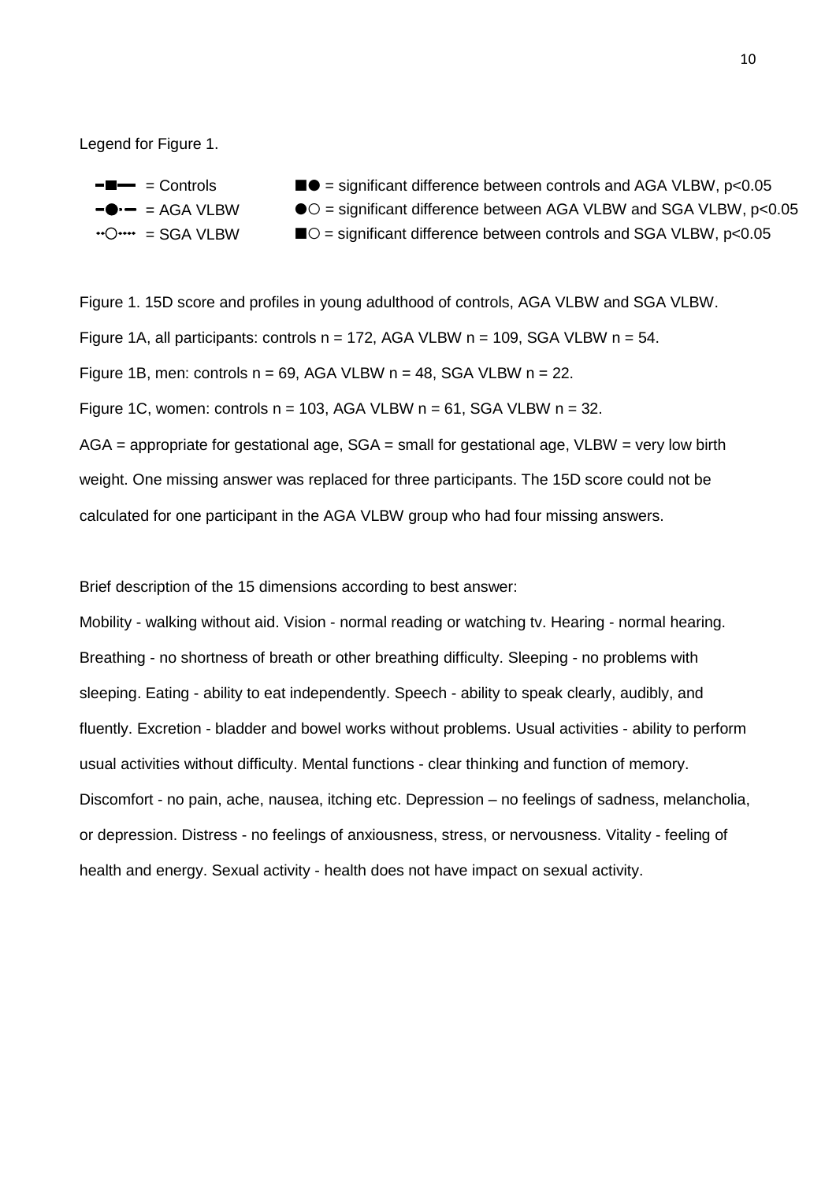Legend for Figure 1.

| | |
|---|---|
| -■— = Controls | ■● = significant difference between controls and AGA VLBW, $p<0.05$ |
| -●·- = AGA VLBW | ●○ = significant difference between AGA VLBW and SGA VLBW, $p<0.05$ |
| ··○···· = SGA VLBW | ■○ = significant difference between controls and SGA VLBW, $p<0.05$ |

Figure 1. 15D score and profiles in young adulthood of controls, AGA VLBW and SGA VLBW.

Figure 1A, all participants: controls n = 172, AGA VLBW n = 109, SGA VLBW n = 54.

Figure 1B, men: controls n = 69, AGA VLBW n = 48, SGA VLBW n = 22.

Figure 1C, women: controls n = 103, AGA VLBW n = 61, SGA VLBW n = 32.

AGA = appropriate for gestational age, SGA = small for gestational age, VLBW = very low birth weight. One missing answer was replaced for three participants. The 15D score could not be calculated for one participant in the AGA VLBW group who had four missing answers.

Brief description of the 15 dimensions according to best answer:

Mobility - walking without aid. Vision - normal reading or watching tv. Hearing - normal hearing. Breathing - no shortness of breath or other breathing difficulty. Sleeping - no problems with sleeping. Eating - ability to eat independently. Speech - ability to speak clearly, audibly, and fluently. Excretion - bladder and bowel works without problems. Usual activities - ability to perform usual activities without difficulty. Mental functions - clear thinking and function of memory. Discomfort - no pain, ache, nausea, itching etc. Depression – no feelings of sadness, melancholia, or depression. Distress - no feelings of anxiousness, stress, or nervousness. Vitality - feeling of health and energy. Sexual activity - health does not have impact on sexual activity.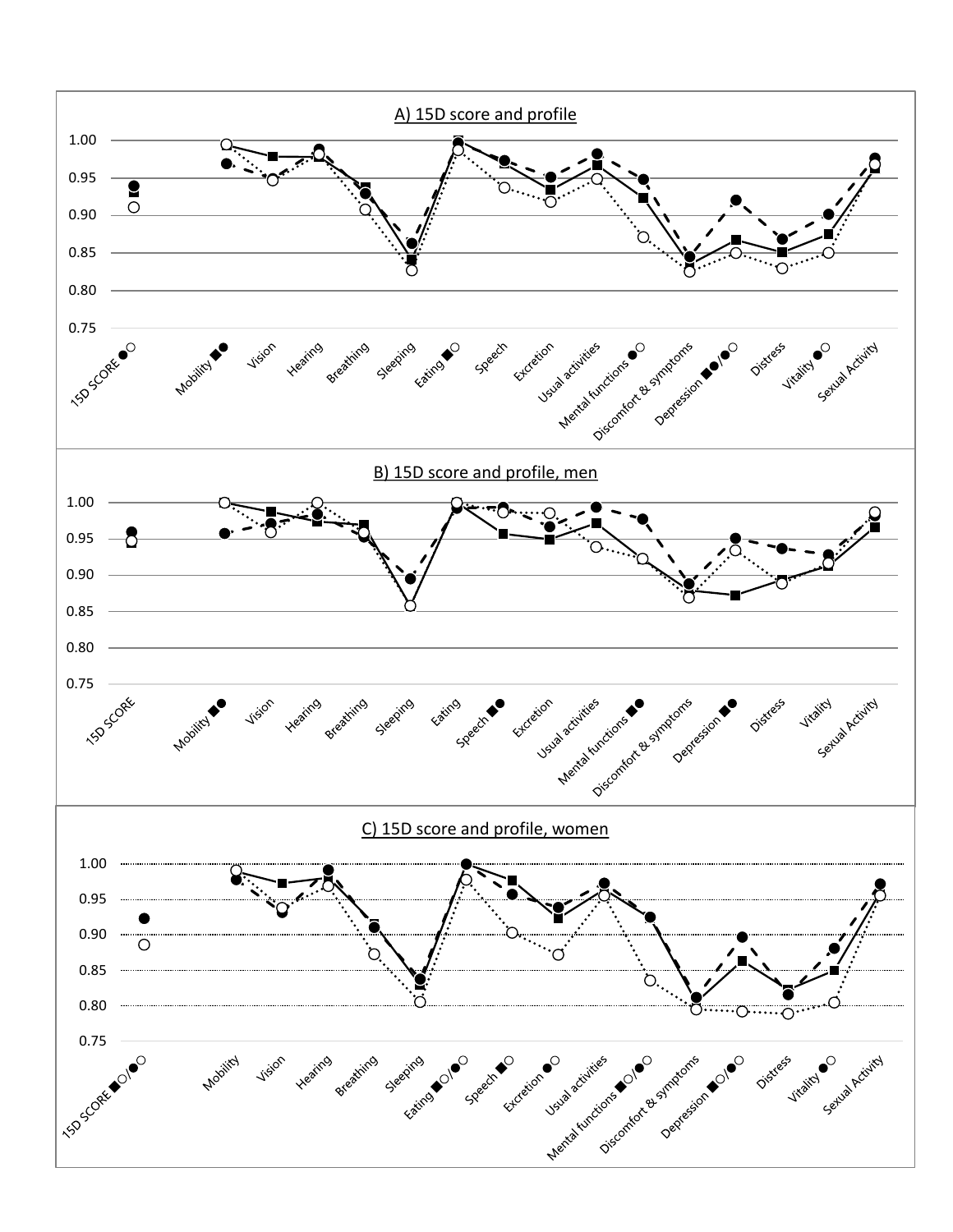A) 15D score and profile

1.00
0.95
0.90
0.85
0.80
0.75

15D SCORE ●○
Mobility ◆●
Vision
Hearing
Breathing
Sleeping
Eating ◆○
Speech
Excretion
Usual activities
Mental functions ●○
Discomfort & symptoms
Depression ◆●/●○
Distress
Vitality ●○
Sexual Activity

B) 15D score and profile, men

1.00
0.95
0.90
0.85
0.80
0.75

15D SCORE
Mobility ◆●
Vision
Hearing
Breathing
Sleeping
Eating
Speech ◆●
Excretion
Usual activities
Mental functions ◆●
Discomfort & symptoms
Depression ◆●
Distress
Vitality
Sexual Activity

C) 15D score and profile, women

1.00
0.95
0.90
0.85
0.80
0.75

15D SCORE ◆○/●○
Mobility
Vision
Hearing
Breathing
Sleeping
Eating ◆○/●○
Speech ◆○
Excretion ●○
Usual activities
Mental functions ◆○/●○
Discomfort & symptoms
Depression ◆○/●○
Distress
Vitality ●○
Sexual Activity